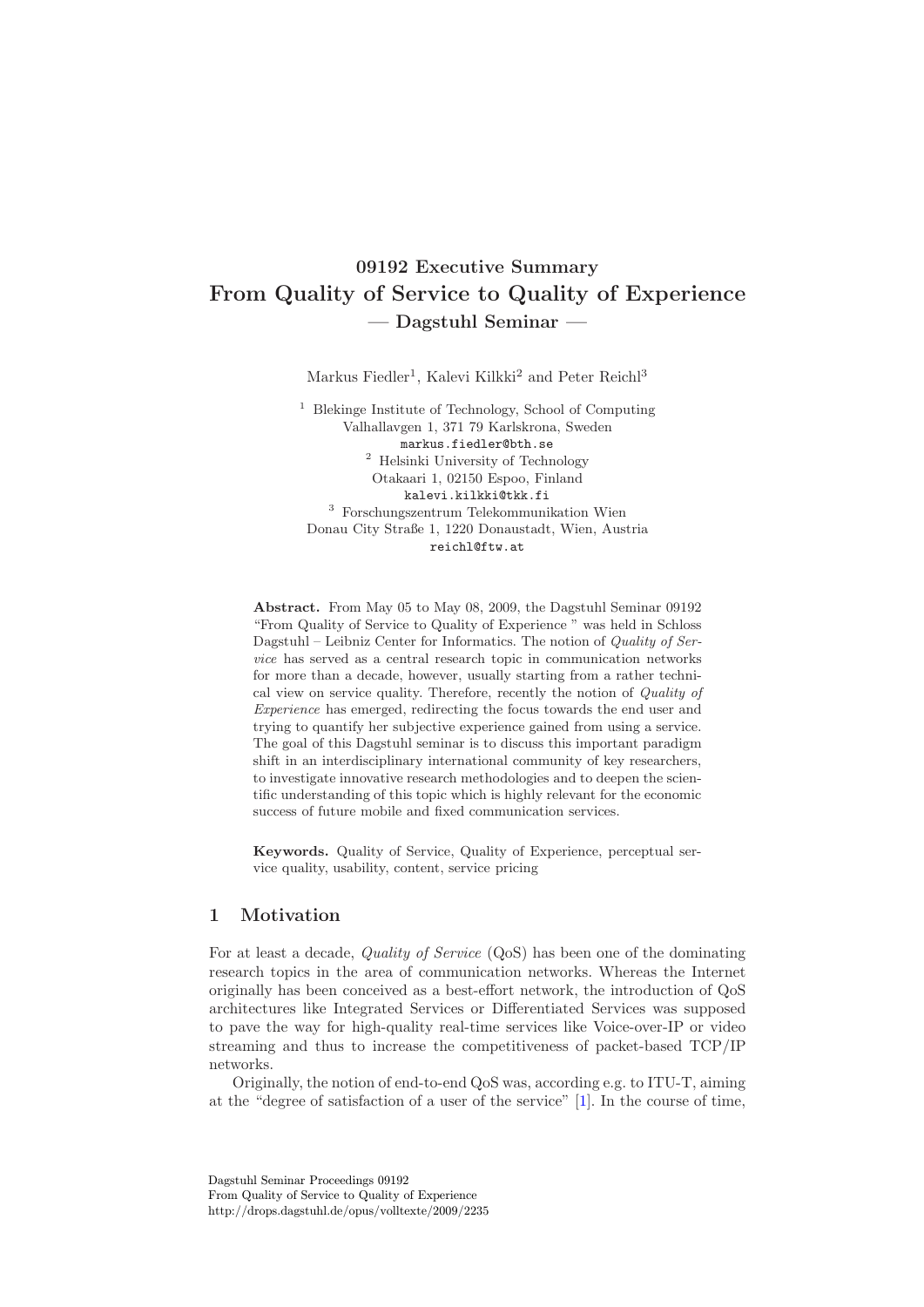# 09192 Executive Summary
# From Quality of Service to Quality of Experience
## — Dagstuhl Seminar —

Markus Fiedler[1], Kalevi Kilkki[2] and Peter Reichl[3]

[1] Blekinge Institute of Technology, School of Computing
Valhallavgen 1, 371 79 Karlskrona, Sweden
markus.fiedler@bth.se

[2] Helsinki University of Technology
Otakaari 1, 02150 Espoo, Finland
kalevi.kilkki@tkk.fi

[3] Forschungszentrum Telekommunikation Wien
Donau City Straße 1, 1220 Donaustadt, Wien, Austria
reichl@ftw.at

**Abstract.** From May 05 to May 08, 2009, the Dagstuhl Seminar 09192 "From Quality of Service to Quality of Experience " was held in Schloss Dagstuhl – Leibniz Center for Informatics. The notion of *Quality of Service* has served as a central research topic in communication networks for more than a decade, however, usually starting from a rather technical view on service quality. Therefore, recently the notion of *Quality of Experience* has emerged, redirecting the focus towards the end user and trying to quantify her subjective experience gained from using a service. The goal of this Dagstuhl seminar is to discuss this important paradigm shift in an interdisciplinary international community of key researchers, to investigate innovative research methodologies and to deepen the scientific understanding of this topic which is highly relevant for the economic success of future mobile and fixed communication services.

**Keywords.** Quality of Service, Quality of Experience, perceptual service quality, usability, content, service pricing

## 1 Motivation

For at least a decade, *Quality of Service* (QoS) has been one of the dominating research topics in the area of communication networks. Whereas the Internet originally has been conceived as a best-effort network, the introduction of QoS architectures like Integrated Services or Differentiated Services was supposed to pave the way for high-quality real-time services like Voice-over-IP or video streaming and thus to increase the competitiveness of packet-based TCP/IP networks.

Originally, the notion of end-to-end QoS was, according e.g. to ITU-T, aiming at the "degree of satisfaction of a user of the service" [1]. In the course of time,

Dagstuhl Seminar Proceedings 09192
From Quality of Service to Quality of Experience
http://drops.dagstuhl.de/opus/volltexte/2009/2235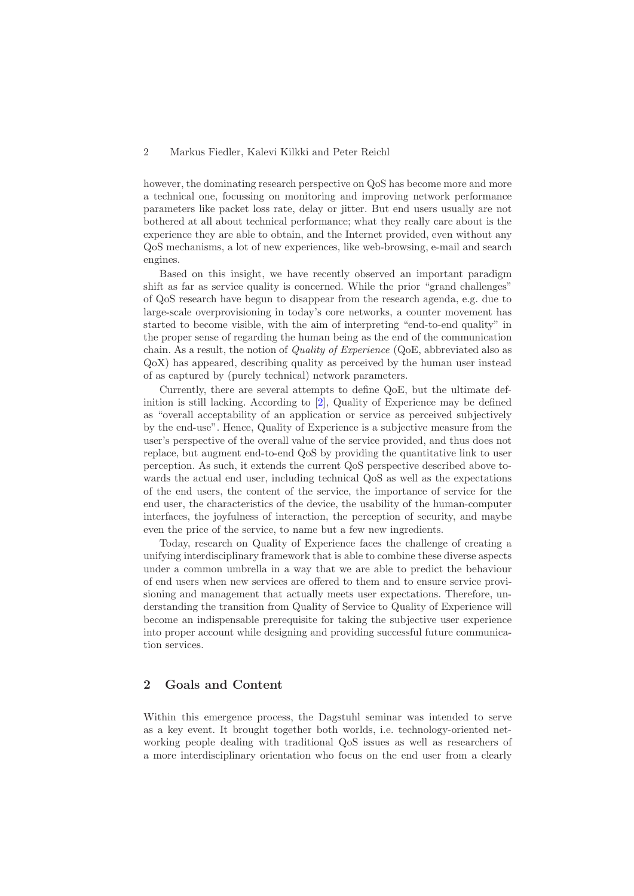however, the dominating research perspective on QoS has become more and more a technical one, focussing on monitoring and improving network performance parameters like packet loss rate, delay or jitter. But end users usually are not bothered at all about technical performance; what they really care about is the experience they are able to obtain, and the Internet provided, even without any QoS mechanisms, a lot of new experiences, like web-browsing, e-mail and search engines.

Based on this insight, we have recently observed an important paradigm shift as far as service quality is concerned. While the prior "grand challenges" of QoS research have begun to disappear from the research agenda, e.g. due to large-scale overprovisioning in today's core networks, a counter movement has started to become visible, with the aim of interpreting "end-to-end quality" in the proper sense of regarding the human being as the end of the communication chain. As a result, the notion of *Quality of Experience* (QoE, abbreviated also as QoX) has appeared, describing quality as perceived by the human user instead of as captured by (purely technical) network parameters.

Currently, there are several attempts to define QoE, but the ultimate definition is still lacking. According to [2], Quality of Experience may be defined as "overall acceptability of an application or service as perceived subjectively by the end-use". Hence, Quality of Experience is a subjective measure from the user's perspective of the overall value of the service provided, and thus does not replace, but augment end-to-end QoS by providing the quantitative link to user perception. As such, it extends the current QoS perspective described above towards the actual end user, including technical QoS as well as the expectations of the end users, the content of the service, the importance of service for the end user, the characteristics of the device, the usability of the human-computer interfaces, the joyfulness of interaction, the perception of security, and maybe even the price of the service, to name but a few new ingredients.

Today, research on Quality of Experience faces the challenge of creating a unifying interdisciplinary framework that is able to combine these diverse aspects under a common umbrella in a way that we are able to predict the behaviour of end users when new services are offered to them and to ensure service provisioning and management that actually meets user expectations. Therefore, understanding the transition from Quality of Service to Quality of Experience will become an indispensable prerequisite for taking the subjective user experience into proper account while designing and providing successful future communication services.

## 2 Goals and Content

Within this emergence process, the Dagstuhl seminar was intended to serve as a key event. It brought together both worlds, i.e. technology-oriented networking people dealing with traditional QoS issues as well as researchers of a more interdisciplinary orientation who focus on the end user from a clearly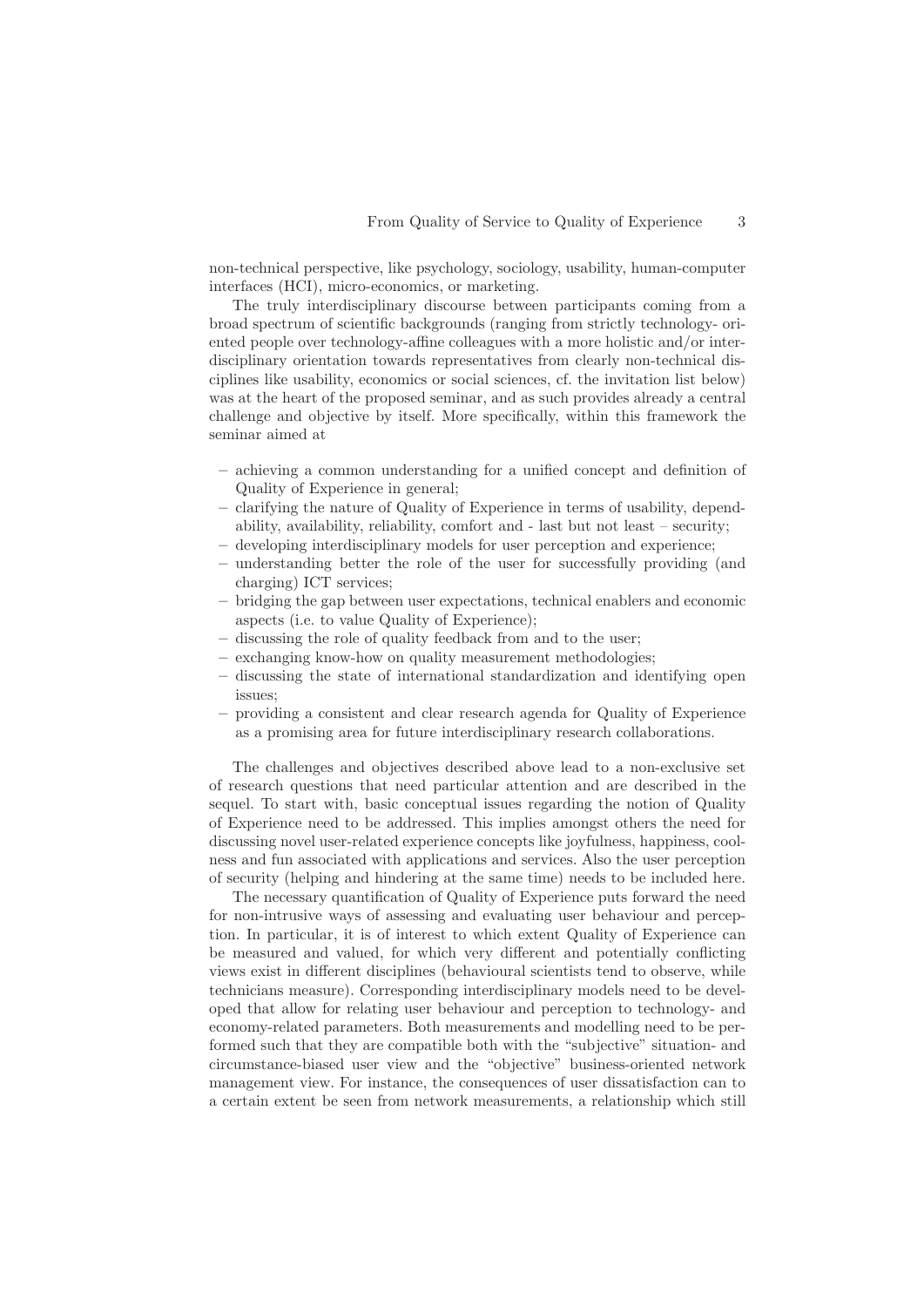non-technical perspective, like psychology, sociology, usability, human-computer interfaces (HCI), micro-economics, or marketing.

The truly interdisciplinary discourse between participants coming from a broad spectrum of scientific backgrounds (ranging from strictly technology- oriented people over technology-affine colleagues with a more holistic and/or interdisciplinary orientation towards representatives from clearly non-technical disciplines like usability, economics or social sciences, cf. the invitation list below) was at the heart of the proposed seminar, and as such provides already a central challenge and objective by itself. More specifically, within this framework the seminar aimed at

- achieving a common understanding for a unified concept and definition of Quality of Experience in general;
- clarifying the nature of Quality of Experience in terms of usability, dependability, availability, reliability, comfort and - last but not least – security;
- developing interdisciplinary models for user perception and experience;
- understanding better the role of the user for successfully providing (and charging) ICT services;
- bridging the gap between user expectations, technical enablers and economic aspects (i.e. to value Quality of Experience);
- discussing the role of quality feedback from and to the user;
- exchanging know-how on quality measurement methodologies;
- discussing the state of international standardization and identifying open issues;
- providing a consistent and clear research agenda for Quality of Experience as a promising area for future interdisciplinary research collaborations.

The challenges and objectives described above lead to a non-exclusive set of research questions that need particular attention and are described in the sequel. To start with, basic conceptual issues regarding the notion of Quality of Experience need to be addressed. This implies amongst others the need for discussing novel user-related experience concepts like joyfulness, happiness, coolness and fun associated with applications and services. Also the user perception of security (helping and hindering at the same time) needs to be included here.

The necessary quantification of Quality of Experience puts forward the need for non-intrusive ways of assessing and evaluating user behaviour and perception. In particular, it is of interest to which extent Quality of Experience can be measured and valued, for which very different and potentially conflicting views exist in different disciplines (behavioural scientists tend to observe, while technicians measure). Corresponding interdisciplinary models need to be developed that allow for relating user behaviour and perception to technology- and economy-related parameters. Both measurements and modelling need to be performed such that they are compatible both with the "subjective" situation- and circumstance-biased user view and the "objective" business-oriented network management view. For instance, the consequences of user dissatisfaction can to a certain extent be seen from network measurements, a relationship which still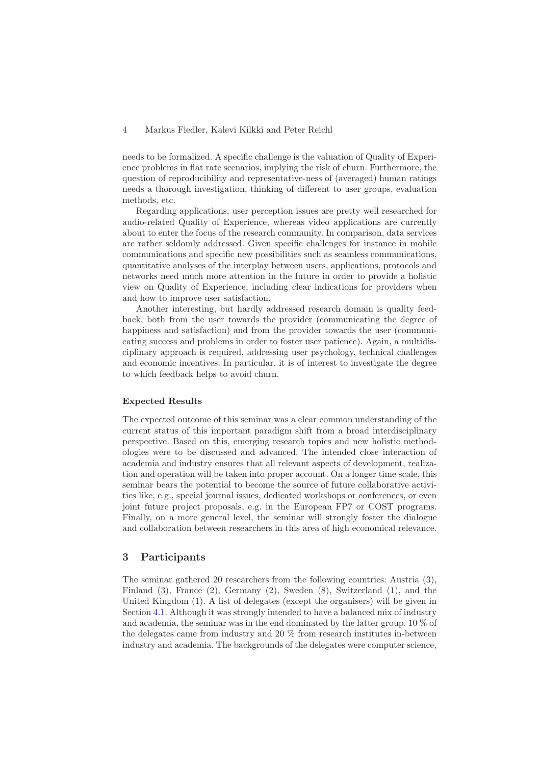needs to be formalized. A specific challenge is the valuation of Quality of Experience problems in flat rate scenarios, implying the risk of churn. Furthermore, the question of reproducibility and representative-ness of (averaged) human ratings needs a thorough investigation, thinking of different to user groups, evaluation methods, etc.

Regarding applications, user perception issues are pretty well researched for audio-related Quality of Experience, whereas video applications are currently about to enter the focus of the research community. In comparison, data services are rather seldomly addressed. Given specific challenges for instance in mobile communications and specific new possibilities such as seamless communications, quantitative analyses of the interplay between users, applications, protocols and networks need much more attention in the future in order to provide a holistic view on Quality of Experience, including clear indications for providers when and how to improve user satisfaction.

Another interesting, but hardly addressed research domain is quality feedback, both from the user towards the provider (communicating the degree of happiness and satisfaction) and from the provider towards the user (communicating success and problems in order to foster user patience). Again, a multidisciplinary approach is required, addressing user psychology, technical challenges and economic incentives. In particular, it is of interest to investigate the degree to which feedback helps to avoid churn.

**Expected Results**

The expected outcome of this seminar was a clear common understanding of the current status of this important paradigm shift from a broad interdisciplinary perspective. Based on this, emerging research topics and new holistic methodologies were to be discussed and advanced. The intended close interaction of academia and industry ensures that all relevant aspects of development, realization and operation will be taken into proper account. On a longer time scale, this seminar bears the potential to become the source of future collaborative activities like, e.g., special journal issues, dedicated workshops or conferences, or even joint future project proposals, e.g. in the European FP7 or COST programs. Finally, on a more general level, the seminar will strongly foster the dialogue and collaboration between researchers in this area of high economical relevance.

## 3 Participants

The seminar gathered 20 researchers from the following countries: Austria (3), Finland (3), France (2), Germany (2), Sweden (8), Switzerland (1), and the United Kingdom (1). A list of delegates (except the organisers) will be given in Section 4.1. Although it was strongly intended to have a balanced mix of industry and academia, the seminar was in the end dominated by the latter group. 10 % of the delegates came from industry and 20 % from research institutes in-between industry and academia. The backgrounds of the delegates were computer science,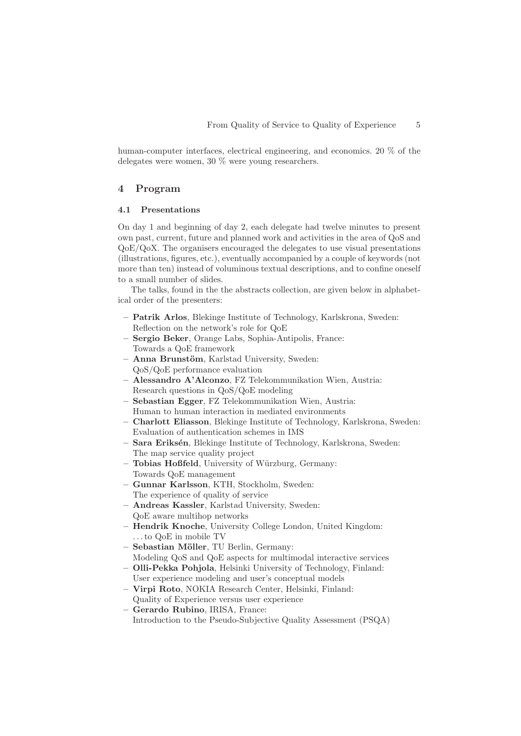human-computer interfaces, electrical engineering, and economics. 20 % of the delegates were women, 30 % were young researchers.

## 4 Program

### 4.1 Presentations

On day 1 and beginning of day 2, each delegate had twelve minutes to present own past, current, future and planned work and activities in the area of QoS and QoE/QoX. The organisers encouraged the delegates to use visual presentations (illustrations, figures, etc.), eventually accompanied by a couple of keywords (not more than ten) instead of voluminous textual descriptions, and to confine oneself to a small number of slides.

The talks, found in the the abstracts collection, are given below in alphabetical order of the presenters:

- **Patrik Arlos**, Blekinge Institute of Technology, Karlskrona, Sweden: Reflection on the network's role for QoE
- **Sergio Beker**, Orange Labs, Sophia-Antipolis, France: Towards a QoE framework
- **Anna Brunstöm**, Karlstad University, Sweden: QoS/QoE performance evaluation
- **Alessandro A'Alconzo**, FZ Telekommunikation Wien, Austria: Research questions in QoS/QoE modeling
- **Sebastian Egger**, FZ Telekommunikation Wien, Austria: Human to human interaction in mediated environments
- **Charlott Eliasson**, Blekinge Institute of Technology, Karlskrona, Sweden: Evaluation of authentication schemes in IMS
- **Sara Eriksén**, Blekinge Institute of Technology, Karlskrona, Sweden: The map service quality project
- **Tobias Hoßfeld**, University of Würzburg, Germany: Towards QoE management
- **Gunnar Karlsson**, KTH, Stockholm, Sweden: The experience of quality of service
- **Andreas Kassler**, Karlstad University, Sweden: QoE aware multihop networks
- **Hendrik Knoche**, University College London, United Kingdom: ...to QoE in mobile TV
- **Sebastian Möller**, TU Berlin, Germany: Modeling QoS and QoE aspects for multimodal interactive services
- **Olli-Pekka Pohjola**, Helsinki University of Technology, Finland: User experience modeling and user's conceptual models
- **Virpi Roto**, NOKIA Research Center, Helsinki, Finland: Quality of Experience versus user experience
- **Gerardo Rubino**, IRISA, France: Introduction to the Pseudo-Subjective Quality Assessment (PSQA)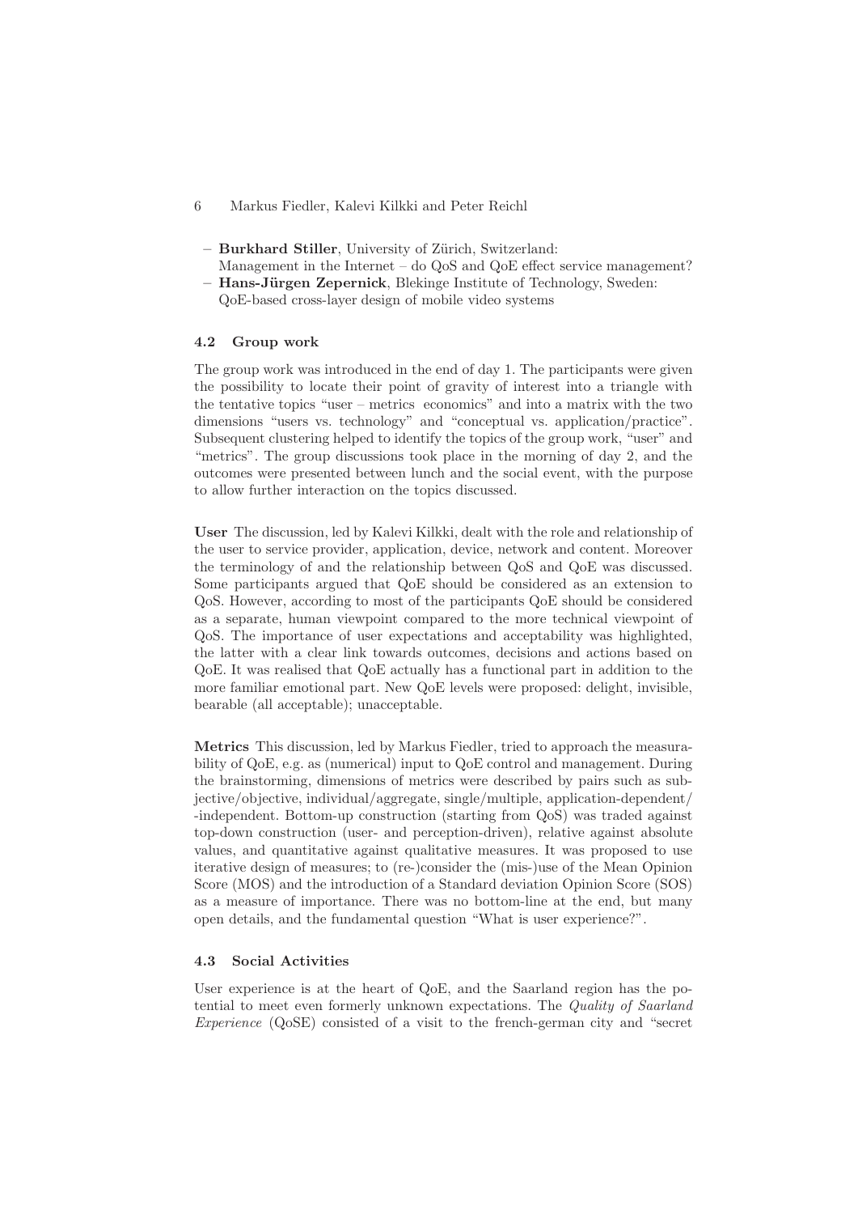- **Burkhard Stiller**, University of Zürich, Switzerland:
  Management in the Internet – do QoS and QoE effect service management?
- **Hans-Jürgen Zepernick**, Blekinge Institute of Technology, Sweden:
  QoE-based cross-layer design of mobile video systems

### 4.2 Group work

The group work was introduced in the end of day 1. The participants were given the possibility to locate their point of gravity of interest into a triangle with the tentative topics "user – metrics economics" and into a matrix with the two dimensions "users vs. technology" and "conceptual vs. application/practice". Subsequent clustering helped to identify the topics of the group work, "user" and "metrics". The group discussions took place in the morning of day 2, and the outcomes were presented between lunch and the social event, with the purpose to allow further interaction on the topics discussed.

**User** The discussion, led by Kalevi Kilkki, dealt with the role and relationship of the user to service provider, application, device, network and content. Moreover the terminology of and the relationship between QoS and QoE was discussed. Some participants argued that QoE should be considered as an extension to QoS. However, according to most of the participants QoE should be considered as a separate, human viewpoint compared to the more technical viewpoint of QoS. The importance of user expectations and acceptability was highlighted, the latter with a clear link towards outcomes, decisions and actions based on QoE. It was realised that QoE actually has a functional part in addition to the more familiar emotional part. New QoE levels were proposed: delight, invisible, bearable (all acceptable); unacceptable.

**Metrics** This discussion, led by Markus Fiedler, tried to approach the measurability of QoE, e.g. as (numerical) input to QoE control and management. During the brainstorming, dimensions of metrics were described by pairs such as subjective/objective, individual/aggregate, single/multiple, application-dependent/-independent. Bottom-up construction (starting from QoS) was traded against top-down construction (user- and perception-driven), relative against absolute values, and quantitative against qualitative measures. It was proposed to use iterative design of measures; to (re-)consider the (mis-)use of the Mean Opinion Score (MOS) and the introduction of a Standard deviation Opinion Score (SOS) as a measure of importance. There was no bottom-line at the end, but many open details, and the fundamental question "What is user experience?".

### 4.3 Social Activities

User experience is at the heart of QoE, and the Saarland region has the potential to meet even formerly unknown expectations. The *Quality of Saarland Experience* (QoSE) consisted of a visit to the french-german city and "secret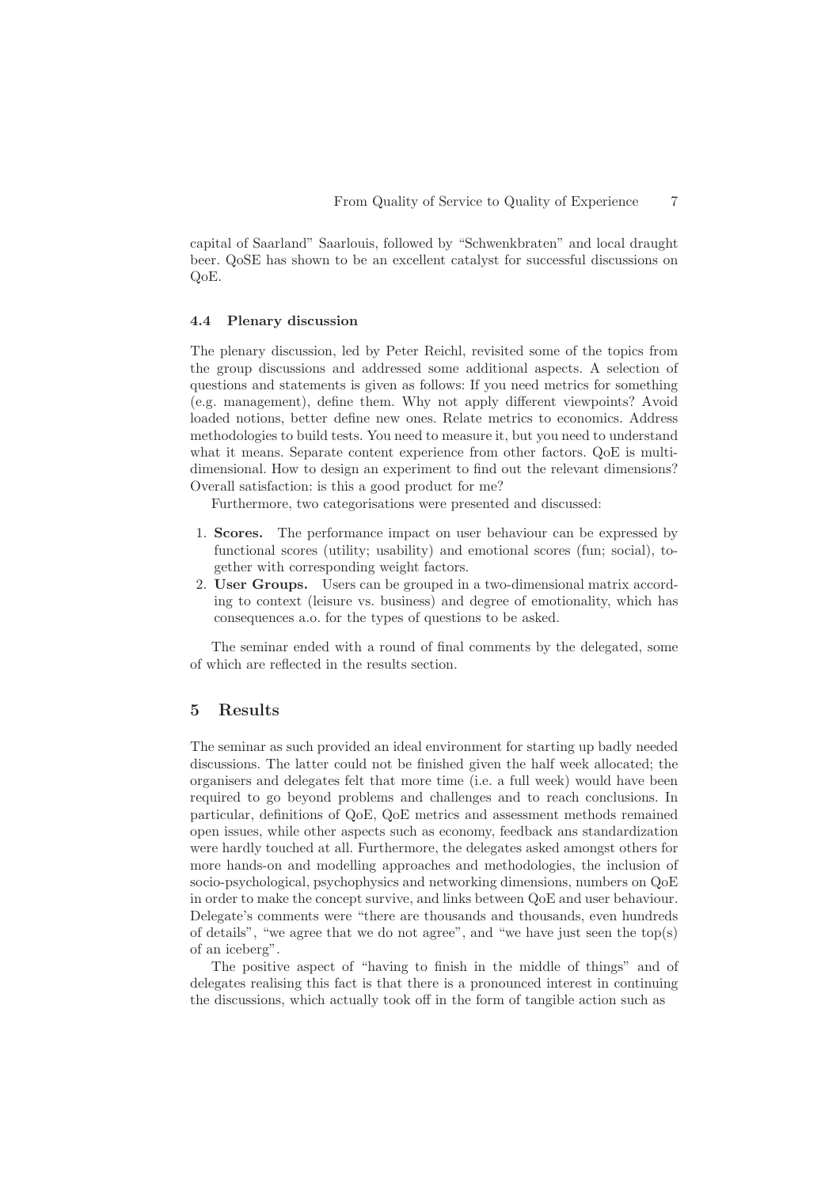capital of Saarland" Saarlouis, followed by "Schwenkbraten" and local draught beer. QoSE has shown to be an excellent catalyst for successful discussions on QoE.

### 4.4 Plenary discussion

The plenary discussion, led by Peter Reichl, revisited some of the topics from the group discussions and addressed some additional aspects. A selection of questions and statements is given as follows: If you need metrics for something (e.g. management), define them. Why not apply different viewpoints? Avoid loaded notions, better define new ones. Relate metrics to economics. Address methodologies to build tests. You need to measure it, but you need to understand what it means. Separate content experience from other factors. QoE is multi-dimensional. How to design an experiment to find out the relevant dimensions? Overall satisfaction: is this a good product for me?

Furthermore, two categorisations were presented and discussed:

1. **Scores.** The performance impact on user behaviour can be expressed by functional scores (utility; usability) and emotional scores (fun; social), together with corresponding weight factors.
2. **User Groups.** Users can be grouped in a two-dimensional matrix according to context (leisure vs. business) and degree of emotionality, which has consequences a.o. for the types of questions to be asked.

The seminar ended with a round of final comments by the delegated, some of which are reflected in the results section.

## 5 Results

The seminar as such provided an ideal environment for starting up badly needed discussions. The latter could not be finished given the half week allocated; the organisers and delegates felt that more time (i.e. a full week) would have been required to go beyond problems and challenges and to reach conclusions. In particular, definitions of QoE, QoE metrics and assessment methods remained open issues, while other aspects such as economy, feedback ans standardization were hardly touched at all. Furthermore, the delegates asked amongst others for more hands-on and modelling approaches and methodologies, the inclusion of socio-psychological, psychophysics and networking dimensions, numbers on QoE in order to make the concept survive, and links between QoE and user behaviour. Delegate's comments were "there are thousands and thousands, even hundreds of details", "we agree that we do not agree", and "we have just seen the top(s) of an iceberg".

The positive aspect of "having to finish in the middle of things" and of delegates realising this fact is that there is a pronounced interest in continuing the discussions, which actually took off in the form of tangible action such as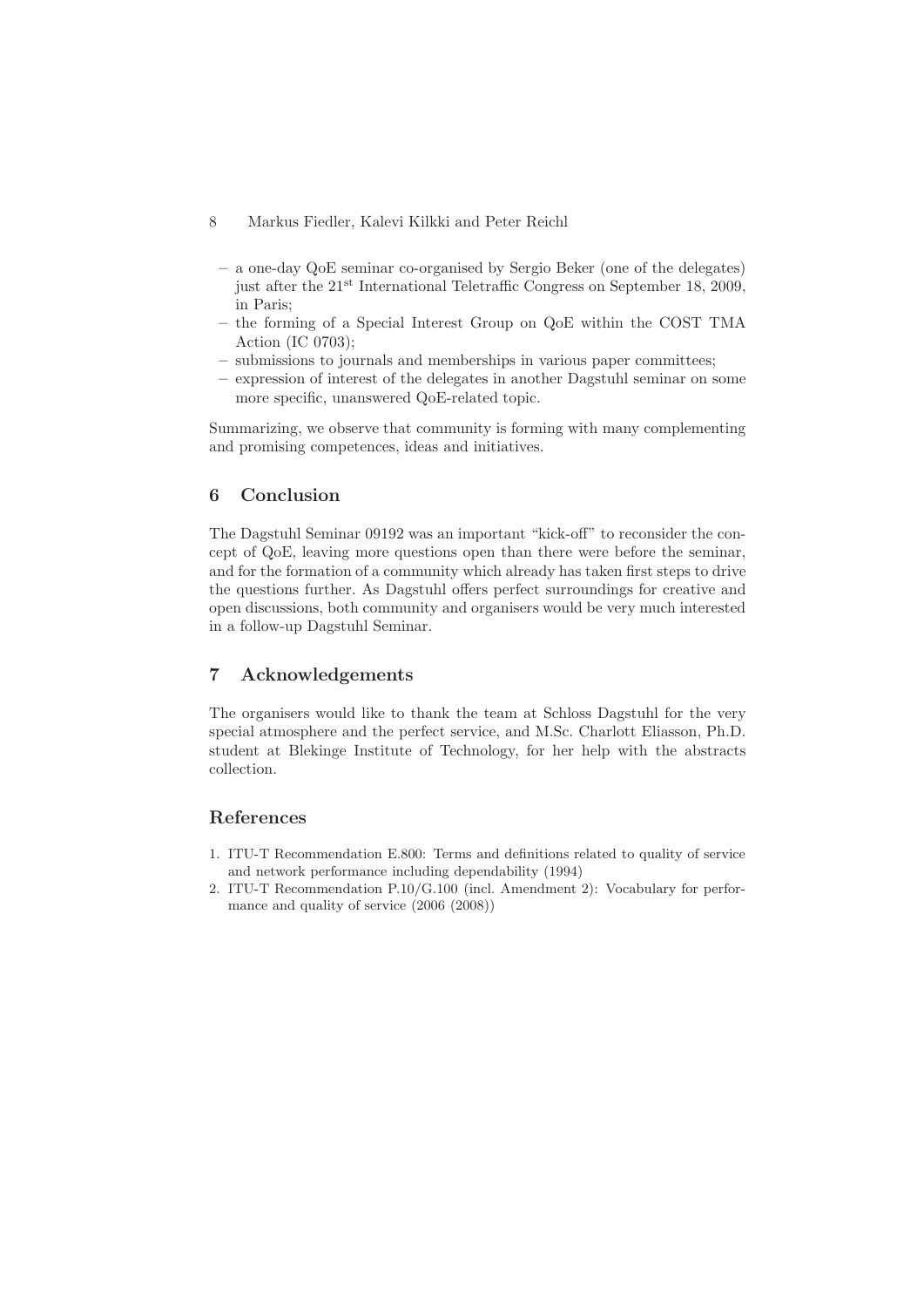- a one-day QoE seminar co-organised by Sergio Beker (one of the delegates) just after the 21$^{st}$ International Teletraffic Congress on September 18, 2009, in Paris;
- the forming of a Special Interest Group on QoE within the COST TMA Action (IC 0703);
- submissions to journals and memberships in various paper committees;
- expression of interest of the delegates in another Dagstuhl seminar on some more specific, unanswered QoE-related topic.

Summarizing, we observe that community is forming with many complementing and promising competences, ideas and initiatives.

## 6 Conclusion

The Dagstuhl Seminar 09192 was an important "kick-off" to reconsider the concept of QoE, leaving more questions open than there were before the seminar, and for the formation of a community which already has taken first steps to drive the questions further. As Dagstuhl offers perfect surroundings for creative and open discussions, both community and organisers would be very much interested in a follow-up Dagstuhl Seminar.

## 7 Acknowledgements

The organisers would like to thank the team at Schloss Dagstuhl for the very special atmosphere and the perfect service, and M.Sc. Charlott Eliasson, Ph.D. student at Blekinge Institute of Technology, for her help with the abstracts collection.

## References

1. ITU-T Recommendation E.800: Terms and definitions related to quality of service and network performance including dependability (1994)
2. ITU-T Recommendation P.10/G.100 (incl. Amendment 2): Vocabulary for performance and quality of service (2006 (2008))